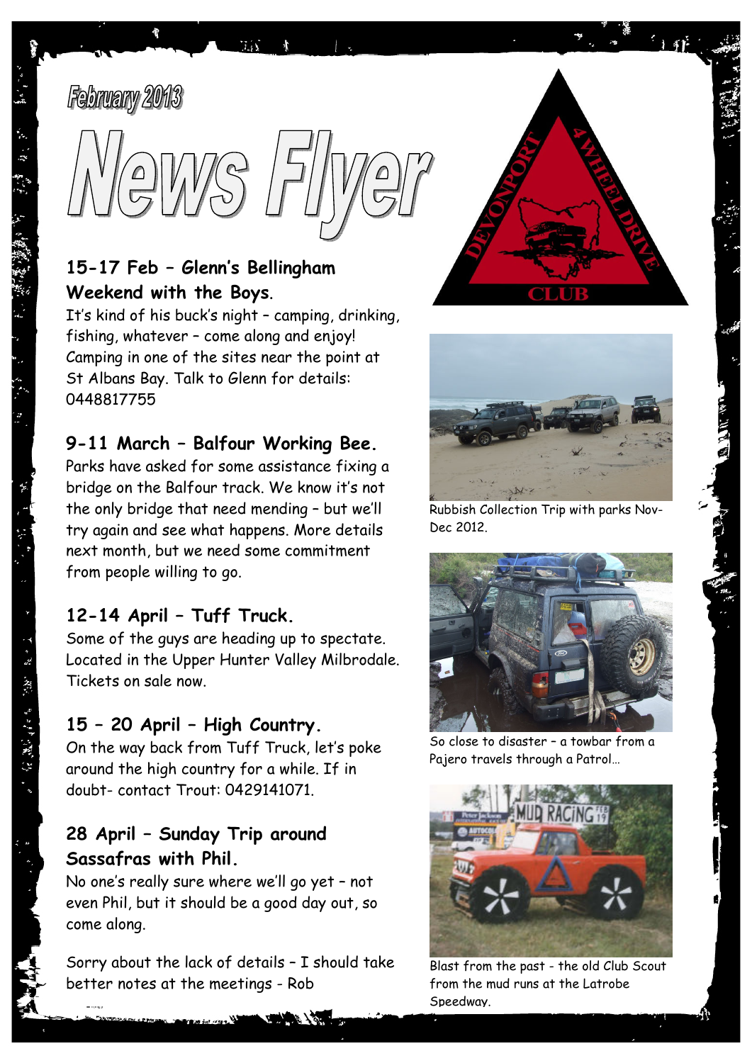February 2013

# News Flyer

## 15-17 Feb – Glenn's Bellingham Weekend with the Boys.

It's kind of his buck's night – camping, drinking, fishing, whatever – come along and enjoy! Camping in one of the sites near the point at St Albans Bay. Talk to Glenn for details: 0448817755

## 9-11 March – Balfour Working Bee.

Parks have asked for some assistance fixing a bridge on the Balfour track. We know it's not the only bridge that need mending – but we'll try again and see what happens. More details next month, but we need some commitment from people willing to go.

## 12-14 April – Tuff Truck.

Some of the guys are heading up to spectate. Located in the Upper Hunter Valley Milbrodale. Tickets on sale now.

## 15 – 20 April – High Country.

On the way back from Tuff Truck, let's poke around the high country for a while. If in doubt- contact Trout: 0429141071.

## 28 April – Sunday Trip around Sassafras with Phil.

No one's really sure where we'll go yet – not even Phil, but it should be a good day out, so come along.

Sorry about the lack of details – I should take better notes at the meetings - Rob

DEVONPORT 4 WHEEL DRIVE CLUB

Rubbish Collection Trip with parks Nov-Dec 2012.

So close to disaster – a towbar from a Pajero travels through a Patrol…

Blast from the past - the old Club Scout from the mud runs at the Latrobe Speedway.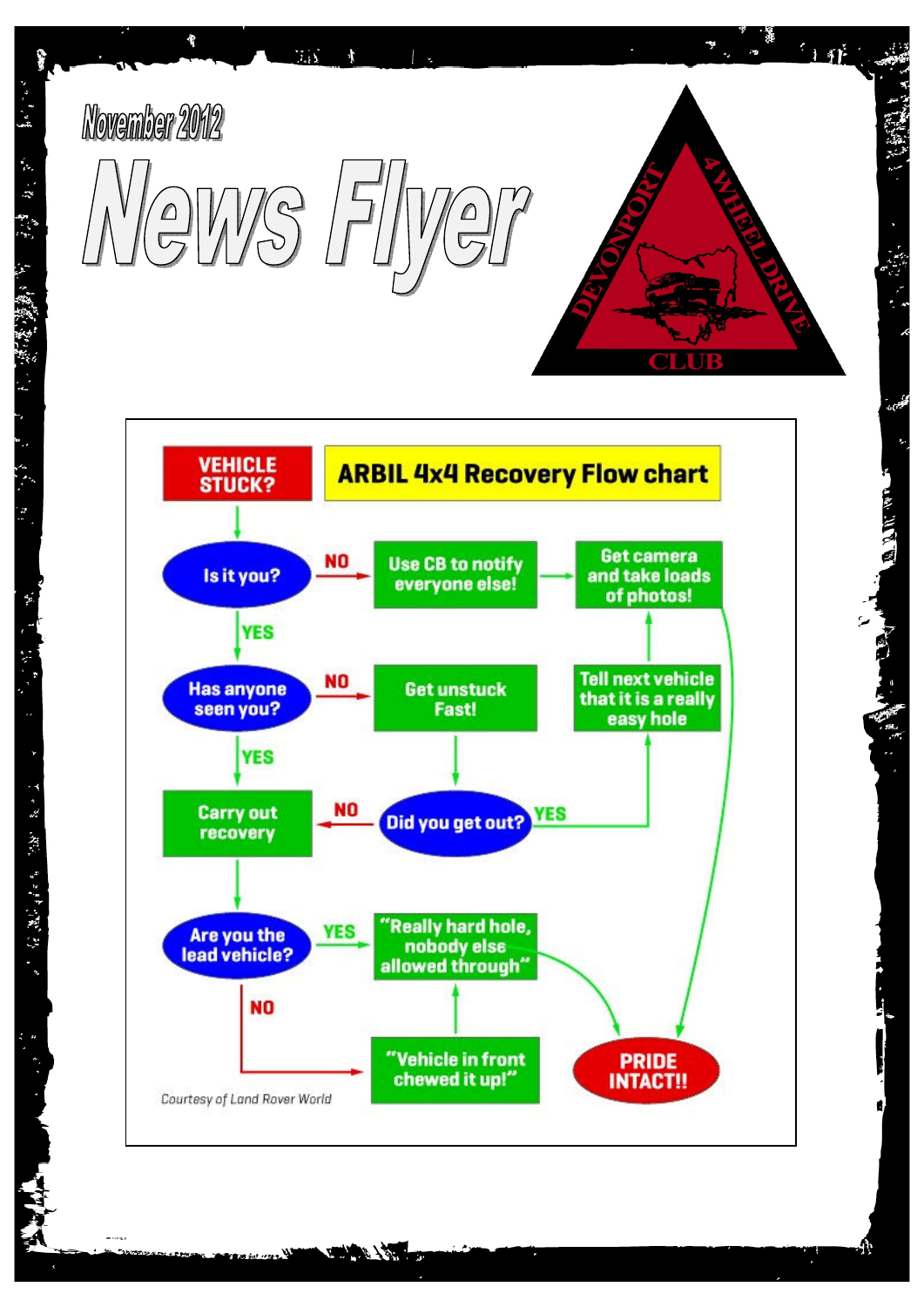November 2012

# News Flyer

DEVONPORT 4 WHEEL DRIVE CLUB

VEHICLE STUCK?

ARBIL 4x4 Recovery Flow chart

Is it you?

NO

Use CB to notify everyone else!

Get camera and take loads of photos!

YES

Has anyone seen you?

NO

Get unstuck Fast!

Tell next vehicle that it is a really easy hole

YES

Carry out recovery

NO

Did you get out?

YES

Are you the lead vehicle?

YES

"Really hard hole, nobody else allowed through"

NO

"Vehicle in front chewed it up!"

PRIDE INTACT!!

Courtesy of Land Rover World